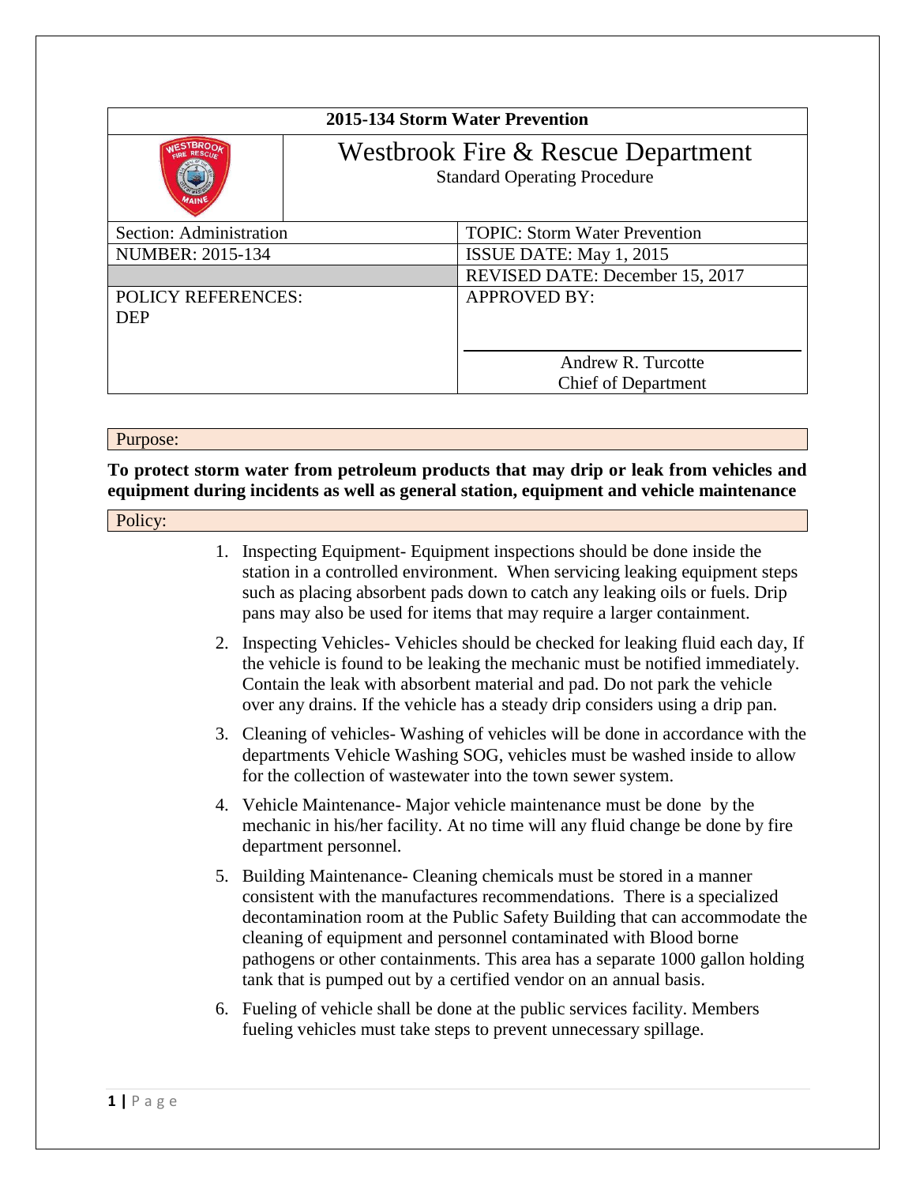| 2015-134 Storm Water Prevention | | |
|---|---|---|
| | Westbrook Fire & Rescue Department<br>Standard Operating Procedure | |
| Section: Administration | | TOPIC: Storm Water Prevention |
| NUMBER: 2015-134 | | ISSUE DATE: May 1, 2015 |
| | | REVISED DATE: December 15, 2017 |
| POLICY REFERENCES:<br>DEP | | APPROVED BY:<br><br>Andrew R. Turcotte<br>Chief of Department |

Purpose:

**To protect storm water from petroleum products that may drip or leak from vehicles and equipment during incidents as well as general station, equipment and vehicle maintenance**

Policy:

1. Inspecting Equipment- Equipment inspections should be done inside the station in a controlled environment. When servicing leaking equipment steps such as placing absorbent pads down to catch any leaking oils or fuels. Drip pans may also be used for items that may require a larger containment.
2. Inspecting Vehicles- Vehicles should be checked for leaking fluid each day, If the vehicle is found to be leaking the mechanic must be notified immediately. Contain the leak with absorbent material and pad. Do not park the vehicle over any drains. If the vehicle has a steady drip considers using a drip pan.
3. Cleaning of vehicles- Washing of vehicles will be done in accordance with the departments Vehicle Washing SOG, vehicles must be washed inside to allow for the collection of wastewater into the town sewer system.
4. Vehicle Maintenance- Major vehicle maintenance must be done by the mechanic in his/her facility. At no time will any fluid change be done by fire department personnel.
5. Building Maintenance- Cleaning chemicals must be stored in a manner consistent with the manufactures recommendations. There is a specialized decontamination room at the Public Safety Building that can accommodate the cleaning of equipment and personnel contaminated with Blood borne pathogens or other containments. This area has a separate 1000 gallon holding tank that is pumped out by a certified vendor on an annual basis.
6. Fueling of vehicle shall be done at the public services facility. Members fueling vehicles must take steps to prevent unnecessary spillage.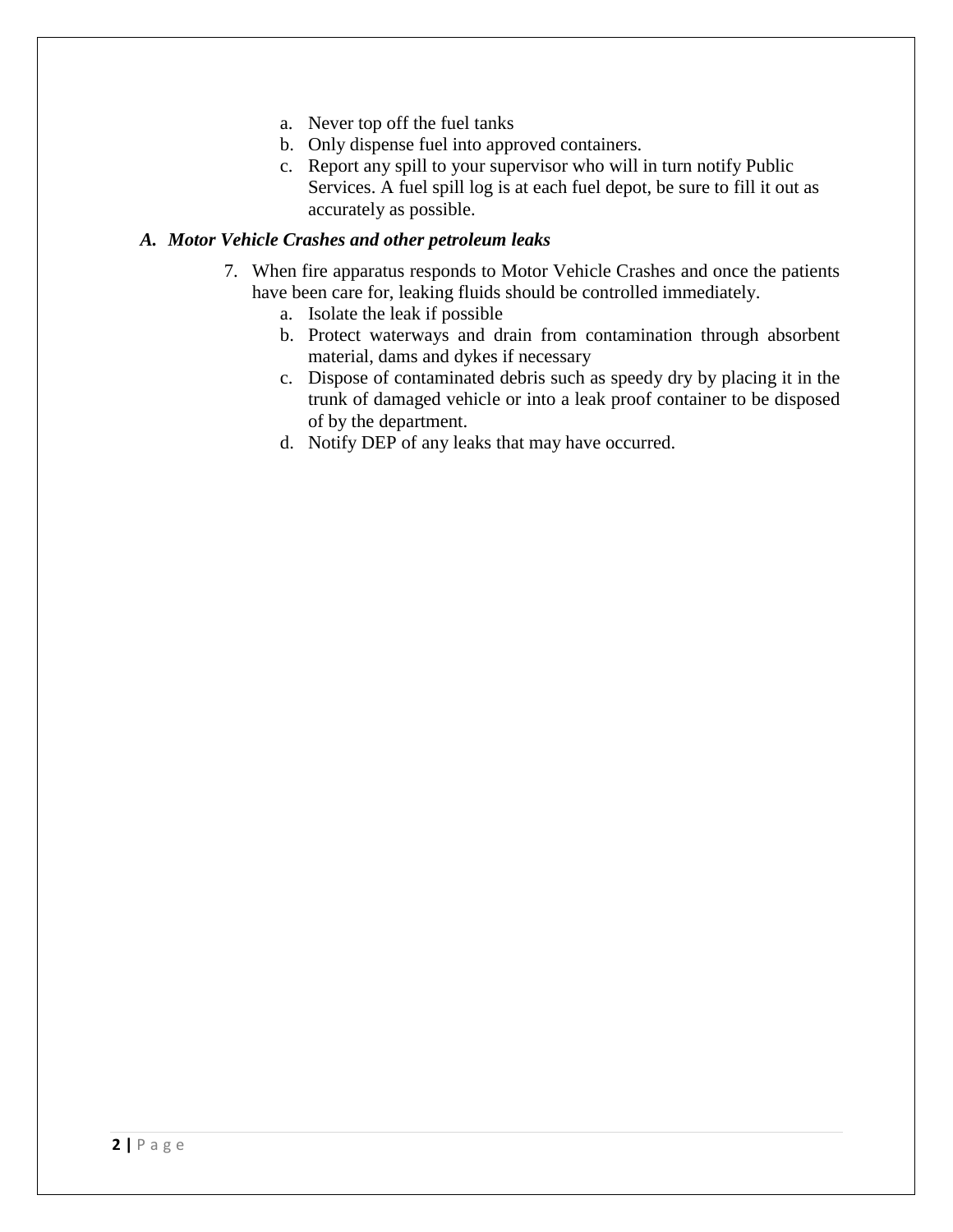a. Never top off the fuel tanks
b. Only dispense fuel into approved containers.
c. Report any spill to your supervisor who will in turn notify Public Services. A fuel spill log is at each fuel depot, be sure to fill it out as accurately as possible.

### A. *Motor Vehicle Crashes and other petroleum leaks*

7. When fire apparatus responds to Motor Vehicle Crashes and once the patients have been care for, leaking fluids should be controlled immediately.
   a. Isolate the leak if possible
   b. Protect waterways and drain from contamination through absorbent material, dams and dykes if necessary
   c. Dispose of contaminated debris such as speedy dry by placing it in the trunk of damaged vehicle or into a leak proof container to be disposed of by the department.
   d. Notify DEP of any leaks that may have occurred.